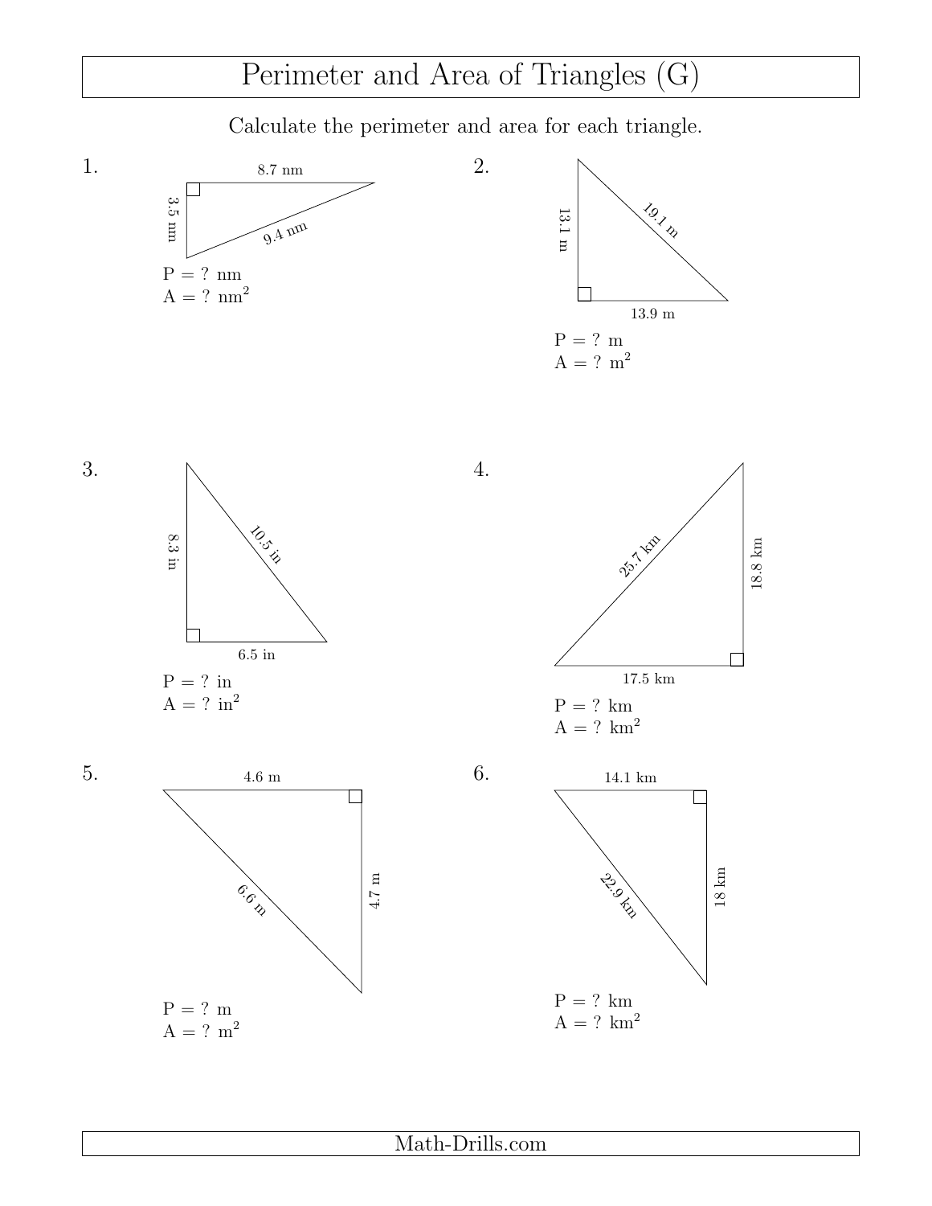# Perimeter and Area of Triangles (G)

Calculate the perimeter and area for each triangle.

1. 8.7 nm, 3.5 nm, 9.4 nm

P = ? nm
A = ? nm$^2$

2. 13.1 m, 19.1 m, 13.9 m

P = ? m
A = ? m$^2$

3. 8.3 in, 10.5 in, 6.5 in

P = ? in
A = ? in$^2$

4. 25.7 km, 18.8 km, 17.5 km

P = ? km
A = ? km$^2$

5. 4.6 m, 6.6 m, 4.7 m

P = ? m
A = ? m$^2$

6. 14.1 km, 22.9 km, 18 km

P = ? km
A = ? km$^2$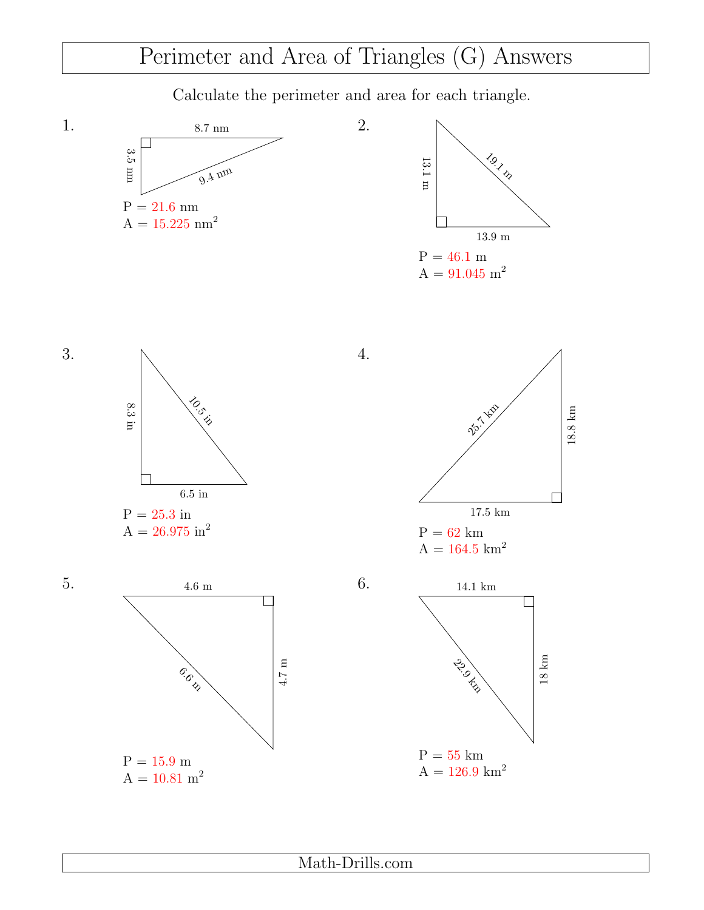# Perimeter and Area of Triangles (G) Answers

Calculate the perimeter and area for each triangle.

1.

8.7 nm

3.5 nm

9.4 nm

P = 21.6 nm

A = 15.225 nm$^2$

2.

13.1 m

19.1 m

13.9 m

P = 46.1 m

A = 91.045 m$^2$

3.

8.3 in

10.5 in

6.5 in

P = 25.3 in

A = 26.975 in$^2$

4.

25.7 km

18.8 km

17.5 km

P = 62 km

A = 164.5 km$^2$

5.

4.6 m

6.6 m

4.7 m

P = 15.9 m

A = 10.81 m$^2$

6.

14.1 km

22.9 km

18 km

P = 55 km

A = 126.9 km$^2$

Math-Drills.com